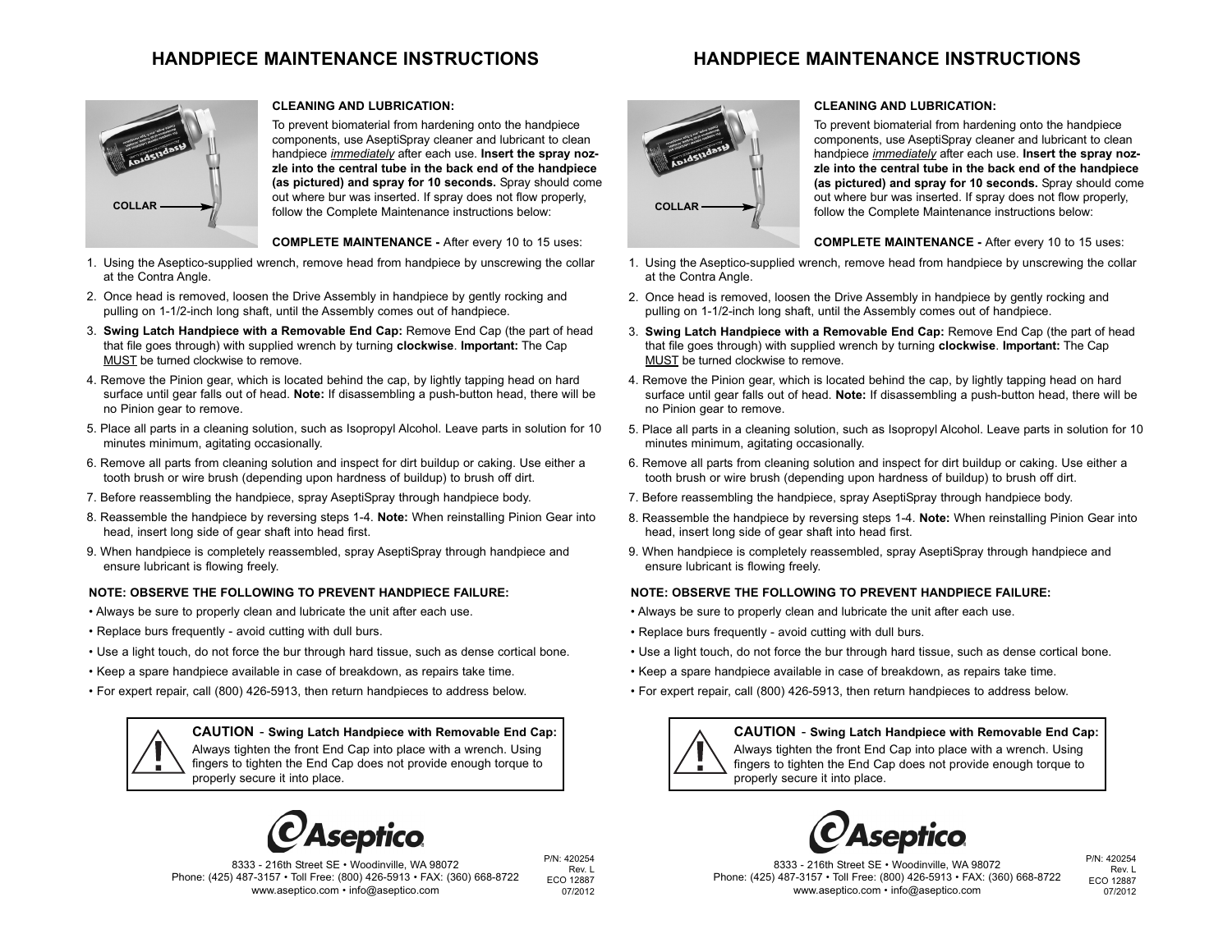# HANDPIECE MAINTENANCE INSTRUCTIONS

**CLEANING AND LUBRICATION:**

To prevent biomaterial from hardening onto the handpiece components, use AseptiSpray cleaner and lubricant to clean handpiece *immediately* after each use. **Insert the spray nozzle into the central tube in the back end of the handpiece (as pictured) and spray for 10 seconds.** Spray should come out where bur was inserted. If spray does not flow properly, follow the Complete Maintenance instructions below:

**COMPLETE MAINTENANCE -** After every 10 to 15 uses:

1. Using the Aseptico-supplied wrench, remove head from handpiece by unscrewing the collar at the Contra Angle.
2. Once head is removed, loosen the Drive Assembly in handpiece by gently rocking and pulling on 1-1/2-inch long shaft, until the Assembly comes out of handpiece.
3. **Swing Latch Handpiece with a Removable End Cap:** Remove End Cap (the part of head that file goes through) with supplied wrench by turning **clockwise**. **Important:** The Cap MUST be turned clockwise to remove.
4. Remove the Pinion gear, which is located behind the cap, by lightly tapping head on hard surface until gear falls out of head. **Note:** If disassembling a push-button head, there will be no Pinion gear to remove.
5. Place all parts in a cleaning solution, such as Isopropyl Alcohol. Leave parts in solution for 10 minutes minimum, agitating occasionally.
6. Remove all parts from cleaning solution and inspect for dirt buildup or caking. Use either a tooth brush or wire brush (depending upon hardness of buildup) to brush off dirt.
7. Before reassembling the handpiece, spray AseptiSpray through handpiece body.
8. Reassemble the handpiece by reversing steps 1-4. **Note:** When reinstalling Pinion Gear into head, insert long side of gear shaft into head first.
9. When handpiece is completely reassembled, spray AseptiSpray through handpiece and ensure lubricant is flowing freely.

**NOTE: OBSERVE THE FOLLOWING TO PREVENT HANDPIECE FAILURE:**

- Always be sure to properly clean and lubricate the unit after each use.
- Replace burs frequently - avoid cutting with dull burs.
- Use a light touch, do not force the bur through hard tissue, such as dense cortical bone.
- Keep a spare handpiece available in case of breakdown, as repairs take time.
- For expert repair, call (800) 426-5913, then return handpieces to address below.

> **CAUTION** - **Swing Latch Handpiece with Removable End Cap:**
> Always tighten the front End Cap into place with a wrench. Using fingers to tighten the End Cap does not provide enough torque to properly secure it into place.

**Aseptico**

8333 - 216th Street SE • Woodinville, WA 98072
Phone: (425) 487-3157 • Toll Free: (800) 426-5913 • FAX: (360) 668-8722
www.aseptico.com • info@aseptico.com

P/N: 420254
Rev. L
ECO 12887
07/2012

# HANDPIECE MAINTENANCE INSTRUCTIONS

**CLEANING AND LUBRICATION:**

To prevent biomaterial from hardening onto the handpiece components, use AseptiSpray cleaner and lubricant to clean handpiece *immediately* after each use. **Insert the spray nozzle into the central tube in the back end of the handpiece (as pictured) and spray for 10 seconds.** Spray should come out where bur was inserted. If spray does not flow properly, follow the Complete Maintenance instructions below:

**COMPLETE MAINTENANCE -** After every 10 to 15 uses:

1. Using the Aseptico-supplied wrench, remove head from handpiece by unscrewing the collar at the Contra Angle.
2. Once head is removed, loosen the Drive Assembly in handpiece by gently rocking and pulling on 1-1/2-inch long shaft, until the Assembly comes out of handpiece.
3. **Swing Latch Handpiece with a Removable End Cap:** Remove End Cap (the part of head that file goes through) with supplied wrench by turning **clockwise**. **Important:** The Cap MUST be turned clockwise to remove.
4. Remove the Pinion gear, which is located behind the cap, by lightly tapping head on hard surface until gear falls out of head. **Note:** If disassembling a push-button head, there will be no Pinion gear to remove.
5. Place all parts in a cleaning solution, such as Isopropyl Alcohol. Leave parts in solution for 10 minutes minimum, agitating occasionally.
6. Remove all parts from cleaning solution and inspect for dirt buildup or caking. Use either a tooth brush or wire brush (depending upon hardness of buildup) to brush off dirt.
7. Before reassembling the handpiece, spray AseptiSpray through handpiece body.
8. Reassemble the handpiece by reversing steps 1-4. **Note:** When reinstalling Pinion Gear into head, insert long side of gear shaft into head first.
9. When handpiece is completely reassembled, spray AseptiSpray through handpiece and ensure lubricant is flowing freely.

**NOTE: OBSERVE THE FOLLOWING TO PREVENT HANDPIECE FAILURE:**

- Always be sure to properly clean and lubricate the unit after each use.
- Replace burs frequently - avoid cutting with dull burs.
- Use a light touch, do not force the bur through hard tissue, such as dense cortical bone.
- Keep a spare handpiece available in case of breakdown, as repairs take time.
- For expert repair, call (800) 426-5913, then return handpieces to address below.

> **CAUTION** - **Swing Latch Handpiece with Removable End Cap:**
> Always tighten the front End Cap into place with a wrench. Using fingers to tighten the End Cap does not provide enough torque to properly secure it into place.

**Aseptico**

8333 - 216th Street SE • Woodinville, WA 98072
Phone: (425) 487-3157 • Toll Free: (800) 426-5913 • FAX: (360) 668-8722
www.aseptico.com • info@aseptico.com

P/N: 420254
Rev. L
ECO 12887
07/2012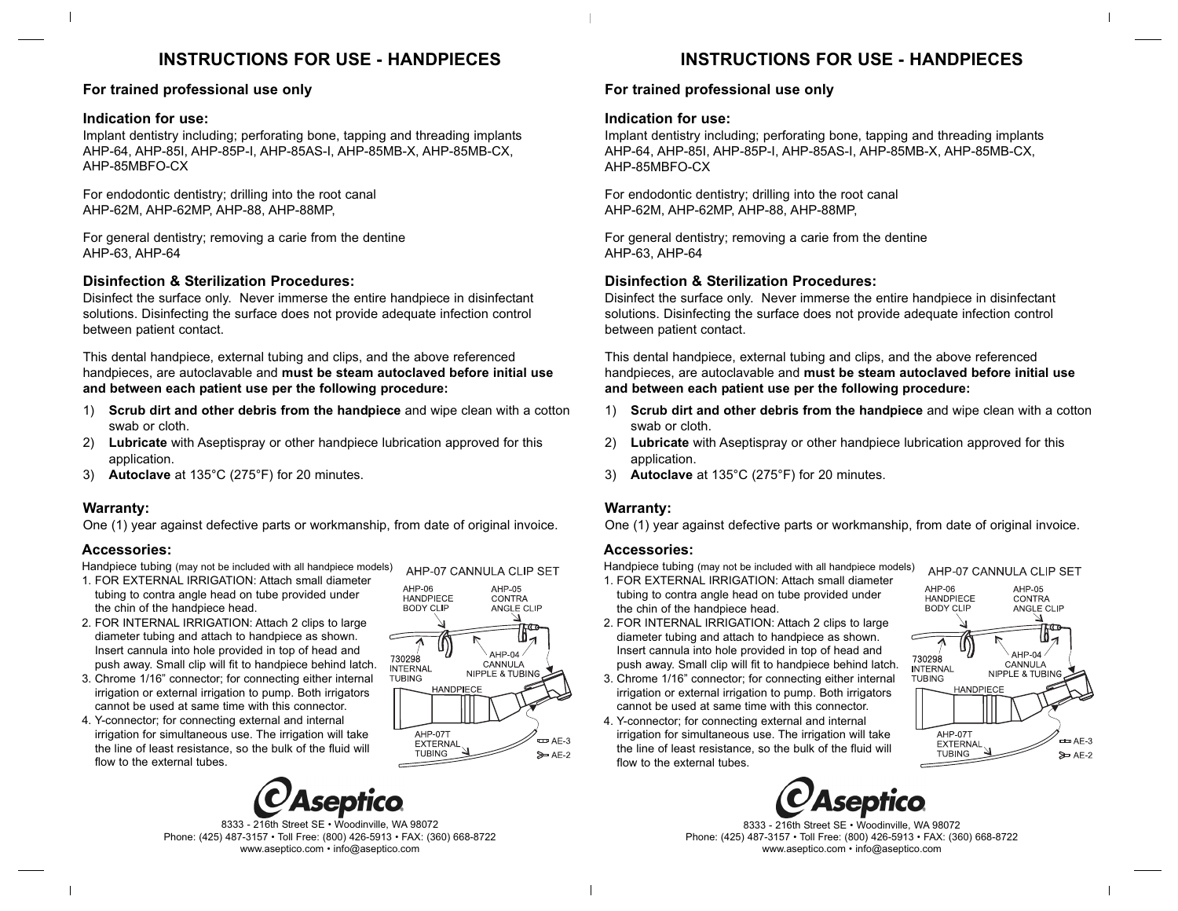# INSTRUCTIONS FOR USE - HANDPIECES

**For trained professional use only**

### Indication for use:

Implant dentistry including; perforating bone, tapping and threading implants
AHP-64, AHP-85I, AHP-85P-I, AHP-85AS-I, AHP-85MB-X, AHP-85MB-CX, AHP-85MBFO-CX

For endodontic dentistry; drilling into the root canal
AHP-62M, AHP-62MP, AHP-88, AHP-88MP,

For general dentistry; removing a carie from the dentine
AHP-63, AHP-64

### Disinfection & Sterilization Procedures:

Disinfect the surface only. Never immerse the entire handpiece in disinfectant solutions. Disinfecting the surface does not provide adequate infection control between patient contact.

This dental handpiece, external tubing and clips, and the above referenced handpieces, are autoclavable and **must be steam autoclaved before initial use and between each patient use per the following procedure:**

1) **Scrub dirt and other debris from the handpiece** and wipe clean with a cotton swab or cloth.
2) **Lubricate** with Aseptispray or other handpiece lubrication approved for this application.
3) **Autoclave** at 135°C (275°F) for 20 minutes.

### Warranty:

One (1) year against defective parts or workmanship, from date of original invoice.

### Accessories:

Handpiece tubing (may not be included with all handpiece models)

1. FOR EXTERNAL IRRIGATION: Attach small diameter tubing to contra angle head on tube provided under the chin of the handpiece head.
2. FOR INTERNAL IRRIGATION: Attach 2 clips to large diameter tubing and attach to handpiece as shown. Insert cannula into hole provided in top of head and push away. Small clip will fit to handpiece behind latch.
3. Chrome 1/16" connector; for connecting either internal irrigation or external irrigation to pump. Both irrigators cannot be used at same time with this connector.
4. Y-connector; for connecting external and internal irrigation for simultaneous use. The irrigation will take the line of least resistance, so the bulk of the fluid will flow to the external tubes.

AHP-07 CANNULA CLIP SET
AHP-06 HANDPIECE BODY CLIP
AHP-05 CONTRA ANGLE CLIP
730298 INTERNAL TUBING
AHP-04 CANNULA NIPPLE & TUBING
HANDPIECE
AHP-07T EXTERNAL TUBING
AE-3
AE-2

Aseptico®

8333 - 216th Street SE • Woodinville, WA 98072
Phone: (425) 487-3157 • Toll Free: (800) 426-5913 • FAX: (360) 668-8722
www.aseptico.com • info@aseptico.com

# INSTRUCTIONS FOR USE - HANDPIECES

**For trained professional use only**

### Indication for use:

Implant dentistry including; perforating bone, tapping and threading implants
AHP-64, AHP-85I, AHP-85P-I, AHP-85AS-I, AHP-85MB-X, AHP-85MB-CX, AHP-85MBFO-CX

For endodontic dentistry; drilling into the root canal
AHP-62M, AHP-62MP, AHP-88, AHP-88MP,

For general dentistry; removing a carie from the dentine
AHP-63, AHP-64

### Disinfection & Sterilization Procedures:

Disinfect the surface only. Never immerse the entire handpiece in disinfectant solutions. Disinfecting the surface does not provide adequate infection control between patient contact.

This dental handpiece, external tubing and clips, and the above referenced handpieces, are autoclavable and **must be steam autoclaved before initial use and between each patient use per the following procedure:**

1) **Scrub dirt and other debris from the handpiece** and wipe clean with a cotton swab or cloth.
2) **Lubricate** with Aseptispray or other handpiece lubrication approved for this application.
3) **Autoclave** at 135°C (275°F) for 20 minutes.

### Warranty:

One (1) year against defective parts or workmanship, from date of original invoice.

### Accessories:

Handpiece tubing (may not be included with all handpiece models)

1. FOR EXTERNAL IRRIGATION: Attach small diameter tubing to contra angle head on tube provided under the chin of the handpiece head.
2. FOR INTERNAL IRRIGATION: Attach 2 clips to large diameter tubing and attach to handpiece as shown. Insert cannula into hole provided in top of head and push away. Small clip will fit to handpiece behind latch.
3. Chrome 1/16" connector; for connecting either internal irrigation or external irrigation to pump. Both irrigators cannot be used at same time with this connector.
4. Y-connector; for connecting external and internal irrigation for simultaneous use. The irrigation will take the line of least resistance, so the bulk of the fluid will flow to the external tubes.

AHP-07 CANNULA CLIP SET
AHP-06 HANDPIECE BODY CLIP
AHP-05 CONTRA ANGLE CLIP
730298 INTERNAL TUBING
AHP-04 CANNULA NIPPLE & TUBING
HANDPIECE
AHP-07T EXTERNAL TUBING
AE-3
AE-2

Aseptico®

8333 - 216th Street SE • Woodinville, WA 98072
Phone: (425) 487-3157 • Toll Free: (800) 426-5913 • FAX: (360) 668-8722
www.aseptico.com • info@aseptico.com